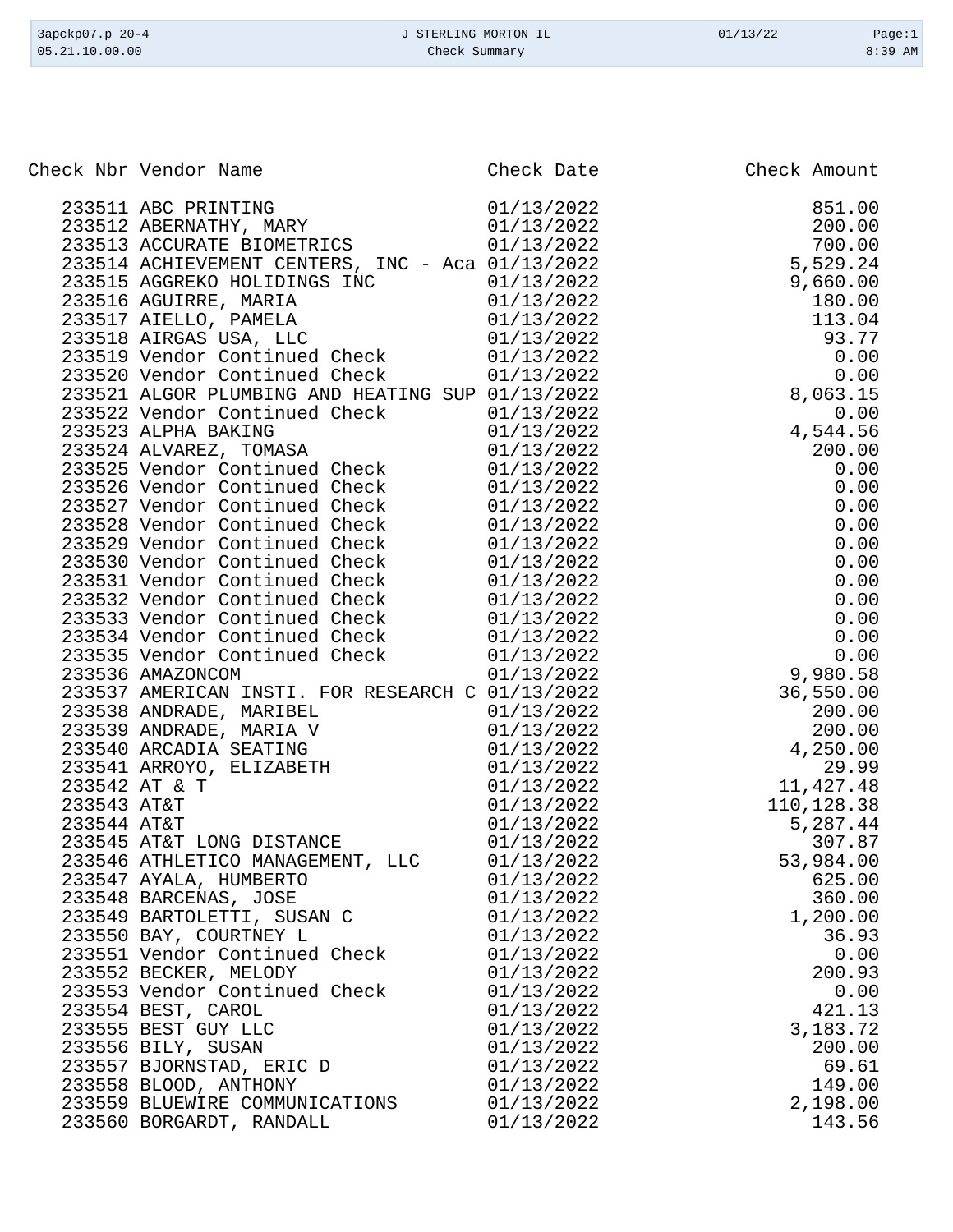| Check Nbr | Vendor Name | Check Date | Check Amount |
|---|---|---|---|
| 233511 | ABC PRINTING | 01/13/2022 | 851.00 |
| 233512 | ABERNATHY, MARY | 01/13/2022 | 200.00 |
| 233513 | ACCURATE BIOMETRICS | 01/13/2022 | 700.00 |
| 233514 | ACHIEVEMENT CENTERS, INC - Aca | 01/13/2022 | 5,529.24 |
| 233515 | AGGREKO HOLIDINGS INC | 01/13/2022 | 9,660.00 |
| 233516 | AGUIRRE, MARIA | 01/13/2022 | 180.00 |
| 233517 | AIELLO, PAMELA | 01/13/2022 | 113.04 |
| 233518 | AIRGAS USA, LLC | 01/13/2022 | 93.77 |
| 233519 | Vendor Continued Check | 01/13/2022 | 0.00 |
| 233520 | Vendor Continued Check | 01/13/2022 | 0.00 |
| 233521 | ALGOR PLUMBING AND HEATING SUP | 01/13/2022 | 8,063.15 |
| 233522 | Vendor Continued Check | 01/13/2022 | 0.00 |
| 233523 | ALPHA BAKING | 01/13/2022 | 4,544.56 |
| 233524 | ALVAREZ, TOMASA | 01/13/2022 | 200.00 |
| 233525 | Vendor Continued Check | 01/13/2022 | 0.00 |
| 233526 | Vendor Continued Check | 01/13/2022 | 0.00 |
| 233527 | Vendor Continued Check | 01/13/2022 | 0.00 |
| 233528 | Vendor Continued Check | 01/13/2022 | 0.00 |
| 233529 | Vendor Continued Check | 01/13/2022 | 0.00 |
| 233530 | Vendor Continued Check | 01/13/2022 | 0.00 |
| 233531 | Vendor Continued Check | 01/13/2022 | 0.00 |
| 233532 | Vendor Continued Check | 01/13/2022 | 0.00 |
| 233533 | Vendor Continued Check | 01/13/2022 | 0.00 |
| 233534 | Vendor Continued Check | 01/13/2022 | 0.00 |
| 233535 | Vendor Continued Check | 01/13/2022 | 0.00 |
| 233536 | AMAZONCOM | 01/13/2022 | 9,980.58 |
| 233537 | AMERICAN INSTI. FOR RESEARCH C | 01/13/2022 | 36,550.00 |
| 233538 | ANDRADE, MARIBEL | 01/13/2022 | 200.00 |
| 233539 | ANDRADE, MARIA V | 01/13/2022 | 200.00 |
| 233540 | ARCADIA SEATING | 01/13/2022 | 4,250.00 |
| 233541 | ARROYO, ELIZABETH | 01/13/2022 | 29.99 |
| 233542 | AT & T | 01/13/2022 | 11,427.48 |
| 233543 | AT&T | 01/13/2022 | 110,128.38 |
| 233544 | AT&T | 01/13/2022 | 5,287.44 |
| 233545 | AT&T LONG DISTANCE | 01/13/2022 | 307.87 |
| 233546 | ATHLETICO MANAGEMENT, LLC | 01/13/2022 | 53,984.00 |
| 233547 | AYALA, HUMBERTO | 01/13/2022 | 625.00 |
| 233548 | BARCENAS, JOSE | 01/13/2022 | 360.00 |
| 233549 | BARTOLETTI, SUSAN C | 01/13/2022 | 1,200.00 |
| 233550 | BAY, COURTNEY L | 01/13/2022 | 36.93 |
| 233551 | Vendor Continued Check | 01/13/2022 | 0.00 |
| 233552 | BECKER, MELODY | 01/13/2022 | 200.93 |
| 233553 | Vendor Continued Check | 01/13/2022 | 0.00 |
| 233554 | BEST, CAROL | 01/13/2022 | 421.13 |
| 233555 | BEST GUY LLC | 01/13/2022 | 3,183.72 |
| 233556 | BILY, SUSAN | 01/13/2022 | 200.00 |
| 233557 | BJORNSTAD, ERIC D | 01/13/2022 | 69.61 |
| 233558 | BLOOD, ANTHONY | 01/13/2022 | 149.00 |
| 233559 | BLUEWIRE COMMUNICATIONS | 01/13/2022 | 2,198.00 |
| 233560 | BORGARDT, RANDALL | 01/13/2022 | 143.56 |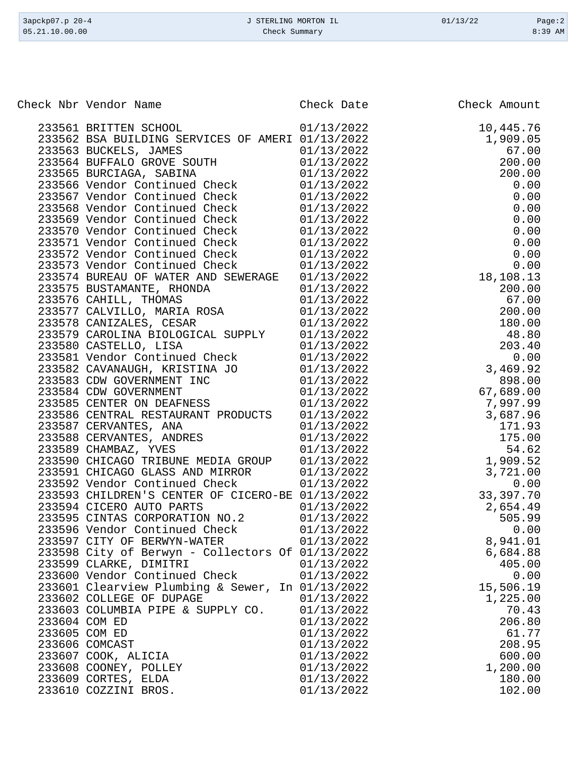| Check Nbr | Vendor Name | Check Date | Check Amount |
|---|---|---|---|
| 233561 | BRITTEN SCHOOL | 01/13/2022 | 10,445.76 |
| 233562 | BSA BUILDING SERVICES OF AMERI | 01/13/2022 | 1,909.05 |
| 233563 | BUCKELS, JAMES | 01/13/2022 | 67.00 |
| 233564 | BUFFALO GROVE SOUTH | 01/13/2022 | 200.00 |
| 233565 | BURCIAGA, SABINA | 01/13/2022 | 200.00 |
| 233566 | Vendor Continued Check | 01/13/2022 | 0.00 |
| 233567 | Vendor Continued Check | 01/13/2022 | 0.00 |
| 233568 | Vendor Continued Check | 01/13/2022 | 0.00 |
| 233569 | Vendor Continued Check | 01/13/2022 | 0.00 |
| 233570 | Vendor Continued Check | 01/13/2022 | 0.00 |
| 233571 | Vendor Continued Check | 01/13/2022 | 0.00 |
| 233572 | Vendor Continued Check | 01/13/2022 | 0.00 |
| 233573 | Vendor Continued Check | 01/13/2022 | 0.00 |
| 233574 | BUREAU OF WATER AND SEWERAGE | 01/13/2022 | 18,108.13 |
| 233575 | BUSTAMANTE, RHONDA | 01/13/2022 | 200.00 |
| 233576 | CAHILL, THOMAS | 01/13/2022 | 67.00 |
| 233577 | CALVILLO, MARIA ROSA | 01/13/2022 | 200.00 |
| 233578 | CANIZALES, CESAR | 01/13/2022 | 180.00 |
| 233579 | CAROLINA BIOLOGICAL SUPPLY | 01/13/2022 | 48.80 |
| 233580 | CASTELLO, LISA | 01/13/2022 | 203.40 |
| 233581 | Vendor Continued Check | 01/13/2022 | 0.00 |
| 233582 | CAVANAUGH, KRISTINA JO | 01/13/2022 | 3,469.92 |
| 233583 | CDW GOVERNMENT INC | 01/13/2022 | 898.00 |
| 233584 | CDW GOVERNMENT | 01/13/2022 | 67,689.00 |
| 233585 | CENTER ON DEAFNESS | 01/13/2022 | 7,997.99 |
| 233586 | CENTRAL RESTAURANT PRODUCTS | 01/13/2022 | 3,687.96 |
| 233587 | CERVANTES, ANA | 01/13/2022 | 171.93 |
| 233588 | CERVANTES, ANDRES | 01/13/2022 | 175.00 |
| 233589 | CHAMBAZ, YVES | 01/13/2022 | 54.62 |
| 233590 | CHICAGO TRIBUNE MEDIA GROUP | 01/13/2022 | 1,909.52 |
| 233591 | CHICAGO GLASS AND MIRROR | 01/13/2022 | 3,721.00 |
| 233592 | Vendor Continued Check | 01/13/2022 | 0.00 |
| 233593 | CHILDREN'S CENTER OF CICERO-BE | 01/13/2022 | 33,397.70 |
| 233594 | CICERO AUTO PARTS | 01/13/2022 | 2,654.49 |
| 233595 | CINTAS CORPORATION NO.2 | 01/13/2022 | 505.99 |
| 233596 | Vendor Continued Check | 01/13/2022 | 0.00 |
| 233597 | CITY OF BERWYN-WATER | 01/13/2022 | 8,941.01 |
| 233598 | City of Berwyn - Collectors Of | 01/13/2022 | 6,684.88 |
| 233599 | CLARKE, DIMITRI | 01/13/2022 | 405.00 |
| 233600 | Vendor Continued Check | 01/13/2022 | 0.00 |
| 233601 | Clearview Plumbing & Sewer, In | 01/13/2022 | 15,506.19 |
| 233602 | COLLEGE OF DUPAGE | 01/13/2022 | 1,225.00 |
| 233603 | COLUMBIA PIPE & SUPPLY CO. | 01/13/2022 | 70.43 |
| 233604 | COM ED | 01/13/2022 | 206.80 |
| 233605 | COM ED | 01/13/2022 | 61.77 |
| 233606 | COMCAST | 01/13/2022 | 208.95 |
| 233607 | COOK, ALICIA | 01/13/2022 | 600.00 |
| 233608 | COONEY, POLLEY | 01/13/2022 | 1,200.00 |
| 233609 | CORTES, ELDA | 01/13/2022 | 180.00 |
| 233610 | COZZINI BROS. | 01/13/2022 | 102.00 |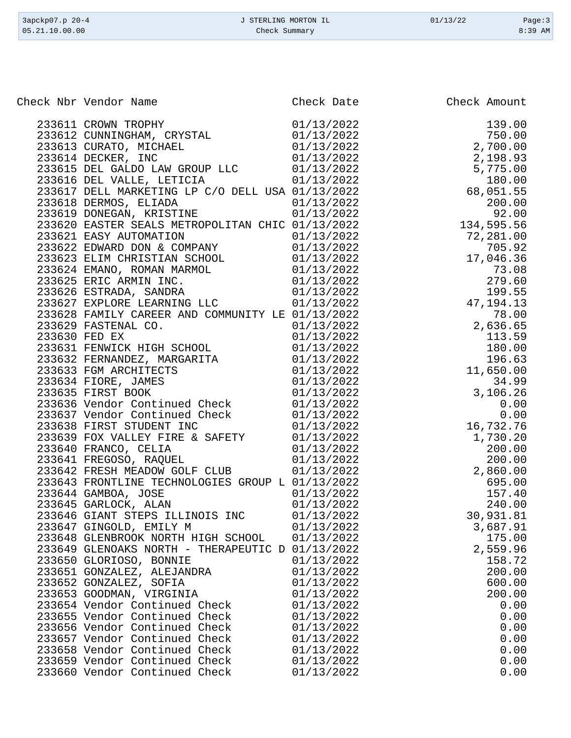| Check Nbr | Vendor Name | Check Date | Check Amount |
|---|---|---|---|
| 233611 | CROWN TROPHY | 01/13/2022 | 139.00 |
| 233612 | CUNNINGHAM, CRYSTAL | 01/13/2022 | 750.00 |
| 233613 | CURATO, MICHAEL | 01/13/2022 | 2,700.00 |
| 233614 | DECKER, INC | 01/13/2022 | 2,198.93 |
| 233615 | DEL GALDO LAW GROUP LLC | 01/13/2022 | 5,775.00 |
| 233616 | DEL VALLE, LETICIA | 01/13/2022 | 180.00 |
| 233617 | DELL MARKETING LP C/O DELL USA | 01/13/2022 | 68,051.55 |
| 233618 | DERMOS, ELIADA | 01/13/2022 | 200.00 |
| 233619 | DONEGAN, KRISTINE | 01/13/2022 | 92.00 |
| 233620 | EASTER SEALS METROPOLITAN CHIC | 01/13/2022 | 134,595.56 |
| 233621 | EASY AUTOMATION | 01/13/2022 | 72,281.00 |
| 233622 | EDWARD DON & COMPANY | 01/13/2022 | 705.92 |
| 233623 | ELIM CHRISTIAN SCHOOL | 01/13/2022 | 17,046.36 |
| 233624 | EMANO, ROMAN MARMOL | 01/13/2022 | 73.08 |
| 233625 | ERIC ARMIN INC. | 01/13/2022 | 279.60 |
| 233626 | ESTRADA, SANDRA | 01/13/2022 | 199.55 |
| 233627 | EXPLORE LEARNING LLC | 01/13/2022 | 47,194.13 |
| 233628 | FAMILY CAREER AND COMMUNITY LE | 01/13/2022 | 78.00 |
| 233629 | FASTENAL CO. | 01/13/2022 | 2,636.65 |
| 233630 | FED EX | 01/13/2022 | 113.59 |
| 233631 | FENWICK HIGH SCHOOL | 01/13/2022 | 180.00 |
| 233632 | FERNANDEZ, MARGARITA | 01/13/2022 | 196.63 |
| 233633 | FGM ARCHITECTS | 01/13/2022 | 11,650.00 |
| 233634 | FIORE, JAMES | 01/13/2022 | 34.99 |
| 233635 | FIRST BOOK | 01/13/2022 | 3,106.26 |
| 233636 | Vendor Continued Check | 01/13/2022 | 0.00 |
| 233637 | Vendor Continued Check | 01/13/2022 | 0.00 |
| 233638 | FIRST STUDENT INC | 01/13/2022 | 16,732.76 |
| 233639 | FOX VALLEY FIRE & SAFETY | 01/13/2022 | 1,730.20 |
| 233640 | FRANCO, CELIA | 01/13/2022 | 200.00 |
| 233641 | FREGOSO, RAQUEL | 01/13/2022 | 200.00 |
| 233642 | FRESH MEADOW GOLF CLUB | 01/13/2022 | 2,860.00 |
| 233643 | FRONTLINE TECHNOLOGIES GROUP L | 01/13/2022 | 695.00 |
| 233644 | GAMBOA, JOSE | 01/13/2022 | 157.40 |
| 233645 | GARLOCK, ALAN | 01/13/2022 | 240.00 |
| 233646 | GIANT STEPS ILLINOIS INC | 01/13/2022 | 30,931.81 |
| 233647 | GINGOLD, EMILY M | 01/13/2022 | 3,687.91 |
| 233648 | GLENBROOK NORTH HIGH SCHOOL | 01/13/2022 | 175.00 |
| 233649 | GLENOAKS NORTH - THERAPEUTIC D | 01/13/2022 | 2,559.96 |
| 233650 | GLORIOSO, BONNIE | 01/13/2022 | 158.72 |
| 233651 | GONZALEZ, ALEJANDRA | 01/13/2022 | 200.00 |
| 233652 | GONZALEZ, SOFIA | 01/13/2022 | 600.00 |
| 233653 | GOODMAN, VIRGINIA | 01/13/2022 | 200.00 |
| 233654 | Vendor Continued Check | 01/13/2022 | 0.00 |
| 233655 | Vendor Continued Check | 01/13/2022 | 0.00 |
| 233656 | Vendor Continued Check | 01/13/2022 | 0.00 |
| 233657 | Vendor Continued Check | 01/13/2022 | 0.00 |
| 233658 | Vendor Continued Check | 01/13/2022 | 0.00 |
| 233659 | Vendor Continued Check | 01/13/2022 | 0.00 |
| 233660 | Vendor Continued Check | 01/13/2022 | 0.00 |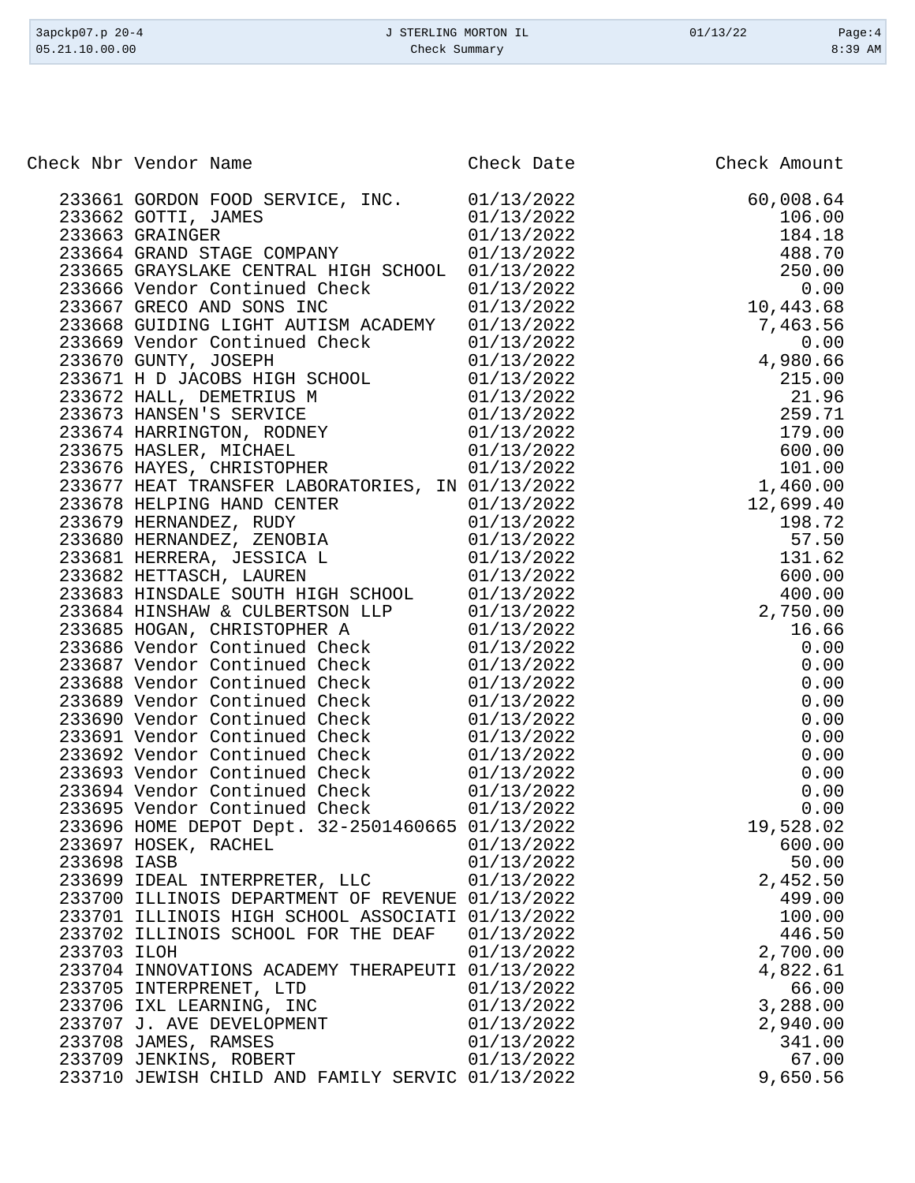| Check Nbr | Vendor Name | Check Date | Check Amount |
|---|---|---|---|
| 233661 | GORDON FOOD SERVICE, INC. | 01/13/2022 | 60,008.64 |
| 233662 | GOTTI, JAMES | 01/13/2022 | 106.00 |
| 233663 | GRAINGER | 01/13/2022 | 184.18 |
| 233664 | GRAND STAGE COMPANY | 01/13/2022 | 488.70 |
| 233665 | GRAYSLAKE CENTRAL HIGH SCHOOL | 01/13/2022 | 250.00 |
| 233666 | Vendor Continued Check | 01/13/2022 | 0.00 |
| 233667 | GRECO AND SONS INC | 01/13/2022 | 10,443.68 |
| 233668 | GUIDING LIGHT AUTISM ACADEMY | 01/13/2022 | 7,463.56 |
| 233669 | Vendor Continued Check | 01/13/2022 | 0.00 |
| 233670 | GUNTY, JOSEPH | 01/13/2022 | 4,980.66 |
| 233671 | H D JACOBS HIGH SCHOOL | 01/13/2022 | 215.00 |
| 233672 | HALL, DEMETRIUS M | 01/13/2022 | 21.96 |
| 233673 | HANSEN'S SERVICE | 01/13/2022 | 259.71 |
| 233674 | HARRINGTON, RODNEY | 01/13/2022 | 179.00 |
| 233675 | HASLER, MICHAEL | 01/13/2022 | 600.00 |
| 233676 | HAYES, CHRISTOPHER | 01/13/2022 | 101.00 |
| 233677 | HEAT TRANSFER LABORATORIES, IN | 01/13/2022 | 1,460.00 |
| 233678 | HELPING HAND CENTER | 01/13/2022 | 12,699.40 |
| 233679 | HERNANDEZ, RUDY | 01/13/2022 | 198.72 |
| 233680 | HERNANDEZ, ZENOBIA | 01/13/2022 | 57.50 |
| 233681 | HERRERA, JESSICA L | 01/13/2022 | 131.62 |
| 233682 | HETTASCH, LAUREN | 01/13/2022 | 600.00 |
| 233683 | HINSDALE SOUTH HIGH SCHOOL | 01/13/2022 | 400.00 |
| 233684 | HINSHAW & CULBERTSON LLP | 01/13/2022 | 2,750.00 |
| 233685 | HOGAN, CHRISTOPHER A | 01/13/2022 | 16.66 |
| 233686 | Vendor Continued Check | 01/13/2022 | 0.00 |
| 233687 | Vendor Continued Check | 01/13/2022 | 0.00 |
| 233688 | Vendor Continued Check | 01/13/2022 | 0.00 |
| 233689 | Vendor Continued Check | 01/13/2022 | 0.00 |
| 233690 | Vendor Continued Check | 01/13/2022 | 0.00 |
| 233691 | Vendor Continued Check | 01/13/2022 | 0.00 |
| 233692 | Vendor Continued Check | 01/13/2022 | 0.00 |
| 233693 | Vendor Continued Check | 01/13/2022 | 0.00 |
| 233694 | Vendor Continued Check | 01/13/2022 | 0.00 |
| 233695 | Vendor Continued Check | 01/13/2022 | 0.00 |
| 233696 | HOME DEPOT Dept. 32-2501460665 | 01/13/2022 | 19,528.02 |
| 233697 | HOSEK, RACHEL | 01/13/2022 | 600.00 |
| 233698 | IASB | 01/13/2022 | 50.00 |
| 233699 | IDEAL INTERPRETER, LLC | 01/13/2022 | 2,452.50 |
| 233700 | ILLINOIS DEPARTMENT OF REVENUE | 01/13/2022 | 499.00 |
| 233701 | ILLINOIS HIGH SCHOOL ASSOCIATI | 01/13/2022 | 100.00 |
| 233702 | ILLINOIS SCHOOL FOR THE DEAF | 01/13/2022 | 446.50 |
| 233703 | ILOH | 01/13/2022 | 2,700.00 |
| 233704 | INNOVATIONS ACADEMY THERAPEUTI | 01/13/2022 | 4,822.61 |
| 233705 | INTERPRENET, LTD | 01/13/2022 | 66.00 |
| 233706 | IXL LEARNING, INC | 01/13/2022 | 3,288.00 |
| 233707 | J. AVE DEVELOPMENT | 01/13/2022 | 2,940.00 |
| 233708 | JAMES, RAMSES | 01/13/2022 | 341.00 |
| 233709 | JENKINS, ROBERT | 01/13/2022 | 67.00 |
| 233710 | JEWISH CHILD AND FAMILY SERVIC | 01/13/2022 | 9,650.56 |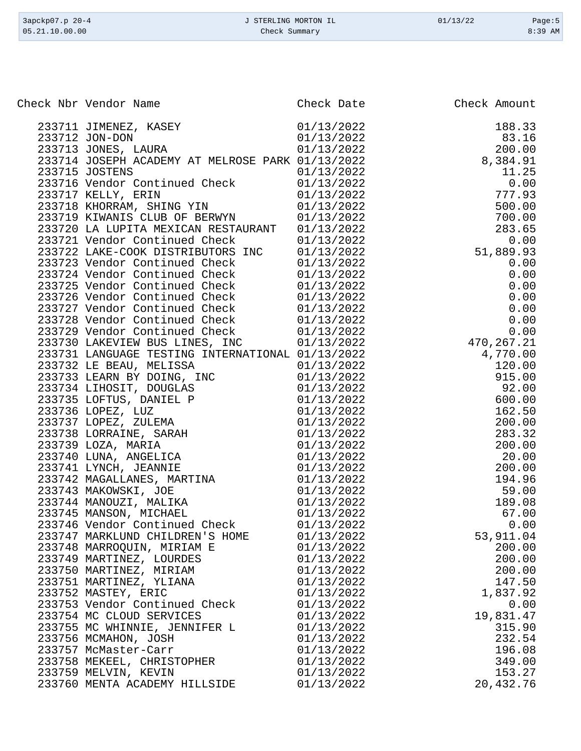| Check Nbr | Vendor Name | Check Date | Check Amount |
|---|---|---|---|
| 233711 | JIMENEZ, KASEY | 01/13/2022 | 188.33 |
| 233712 | JON-DON | 01/13/2022 | 83.16 |
| 233713 | JONES, LAURA | 01/13/2022 | 200.00 |
| 233714 | JOSEPH ACADEMY AT MELROSE PARK | 01/13/2022 | 8,384.91 |
| 233715 | JOSTENS | 01/13/2022 | 11.25 |
| 233716 | Vendor Continued Check | 01/13/2022 | 0.00 |
| 233717 | KELLY, ERIN | 01/13/2022 | 777.93 |
| 233718 | KHORRAM, SHING YIN | 01/13/2022 | 500.00 |
| 233719 | KIWANIS CLUB OF BERWYN | 01/13/2022 | 700.00 |
| 233720 | LA LUPITA MEXICAN RESTAURANT | 01/13/2022 | 283.65 |
| 233721 | Vendor Continued Check | 01/13/2022 | 0.00 |
| 233722 | LAKE-COOK DISTRIBUTORS INC | 01/13/2022 | 51,889.93 |
| 233723 | Vendor Continued Check | 01/13/2022 | 0.00 |
| 233724 | Vendor Continued Check | 01/13/2022 | 0.00 |
| 233725 | Vendor Continued Check | 01/13/2022 | 0.00 |
| 233726 | Vendor Continued Check | 01/13/2022 | 0.00 |
| 233727 | Vendor Continued Check | 01/13/2022 | 0.00 |
| 233728 | Vendor Continued Check | 01/13/2022 | 0.00 |
| 233729 | Vendor Continued Check | 01/13/2022 | 0.00 |
| 233730 | LAKEVIEW BUS LINES, INC | 01/13/2022 | 470,267.21 |
| 233731 | LANGUAGE TESTING INTERNATIONAL | 01/13/2022 | 4,770.00 |
| 233732 | LE BEAU, MELISSA | 01/13/2022 | 120.00 |
| 233733 | LEARN BY DOING, INC | 01/13/2022 | 915.00 |
| 233734 | LIHOSIT, DOUGLAS | 01/13/2022 | 92.00 |
| 233735 | LOFTUS, DANIEL P | 01/13/2022 | 600.00 |
| 233736 | LOPEZ, LUZ | 01/13/2022 | 162.50 |
| 233737 | LOPEZ, ZULEMA | 01/13/2022 | 200.00 |
| 233738 | LORRAINE, SARAH | 01/13/2022 | 283.32 |
| 233739 | LOZA, MARIA | 01/13/2022 | 200.00 |
| 233740 | LUNA, ANGELICA | 01/13/2022 | 20.00 |
| 233741 | LYNCH, JEANNIE | 01/13/2022 | 200.00 |
| 233742 | MAGALLANES, MARTINA | 01/13/2022 | 194.96 |
| 233743 | MAKOWSKI, JOE | 01/13/2022 | 59.00 |
| 233744 | MANOUZI, MALIKA | 01/13/2022 | 189.08 |
| 233745 | MANSON, MICHAEL | 01/13/2022 | 67.00 |
| 233746 | Vendor Continued Check | 01/13/2022 | 0.00 |
| 233747 | MARKLUND CHILDREN'S HOME | 01/13/2022 | 53,911.04 |
| 233748 | MARROQUIN, MIRIAM E | 01/13/2022 | 200.00 |
| 233749 | MARTINEZ, LOURDES | 01/13/2022 | 200.00 |
| 233750 | MARTINEZ, MIRIAM | 01/13/2022 | 200.00 |
| 233751 | MARTINEZ, YLIANA | 01/13/2022 | 147.50 |
| 233752 | MASTEY, ERIC | 01/13/2022 | 1,837.92 |
| 233753 | Vendor Continued Check | 01/13/2022 | 0.00 |
| 233754 | MC CLOUD SERVICES | 01/13/2022 | 19,831.47 |
| 233755 | MC WHINNIE, JENNIFER L | 01/13/2022 | 315.90 |
| 233756 | MCMAHON, JOSH | 01/13/2022 | 232.54 |
| 233757 | McMaster-Carr | 01/13/2022 | 196.08 |
| 233758 | MEKEEL, CHRISTOPHER | 01/13/2022 | 349.00 |
| 233759 | MELVIN, KEVIN | 01/13/2022 | 153.27 |
| 233760 | MENTA ACADEMY HILLSIDE | 01/13/2022 | 20,432.76 |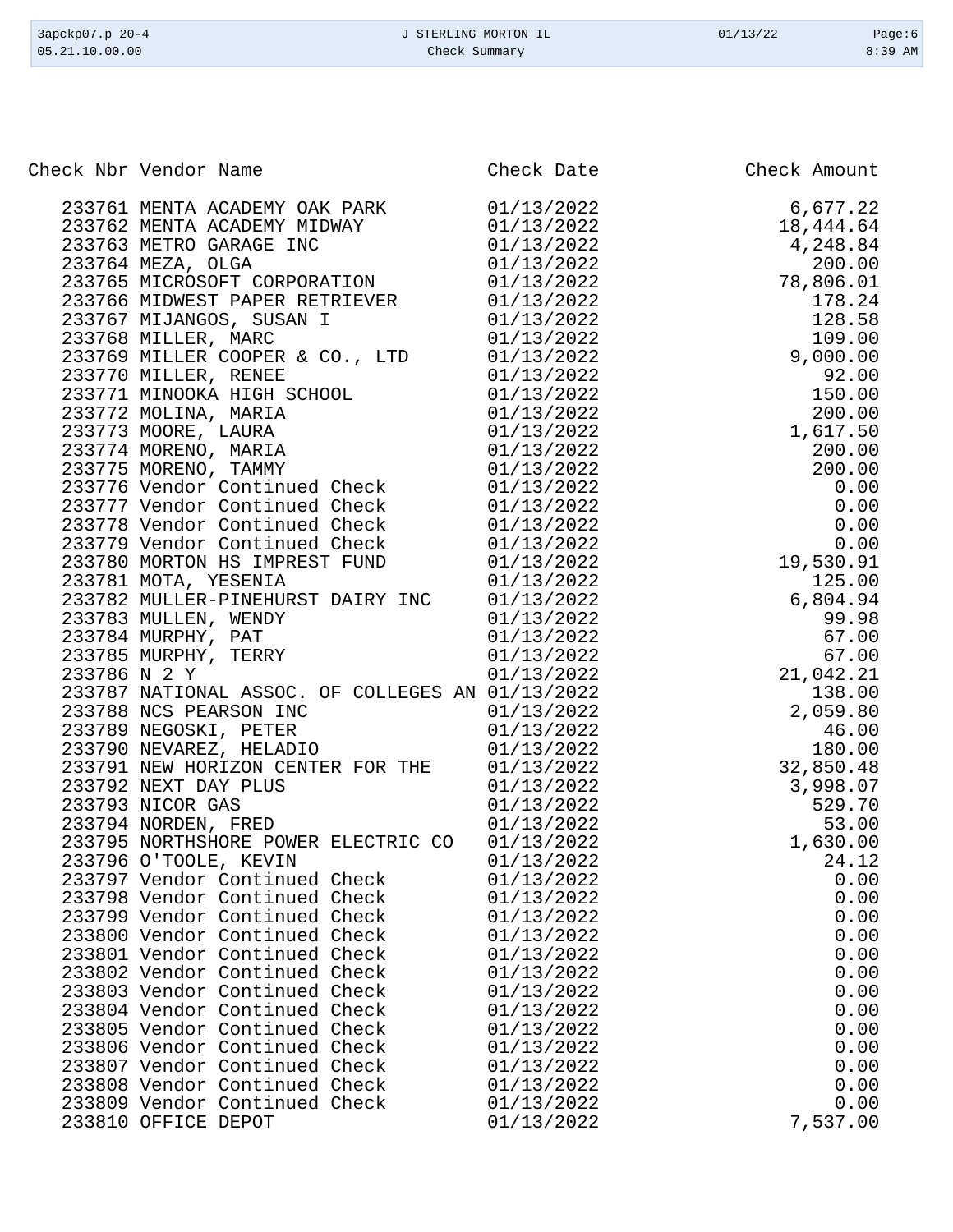| Check Nbr | Vendor Name | Check Date | Check Amount |
|---|---|---|---|
| 233761 | MENTA ACADEMY OAK PARK | 01/13/2022 | 6,677.22 |
| 233762 | MENTA ACADEMY MIDWAY | 01/13/2022 | 18,444.64 |
| 233763 | METRO GARAGE INC | 01/13/2022 | 4,248.84 |
| 233764 | MEZA, OLGA | 01/13/2022 | 200.00 |
| 233765 | MICROSOFT CORPORATION | 01/13/2022 | 78,806.01 |
| 233766 | MIDWEST PAPER RETRIEVER | 01/13/2022 | 178.24 |
| 233767 | MIJANGOS, SUSAN I | 01/13/2022 | 128.58 |
| 233768 | MILLER, MARC | 01/13/2022 | 109.00 |
| 233769 | MILLER COOPER & CO., LTD | 01/13/2022 | 9,000.00 |
| 233770 | MILLER, RENEE | 01/13/2022 | 92.00 |
| 233771 | MINOOKA HIGH SCHOOL | 01/13/2022 | 150.00 |
| 233772 | MOLINA, MARIA | 01/13/2022 | 200.00 |
| 233773 | MOORE, LAURA | 01/13/2022 | 1,617.50 |
| 233774 | MORENO, MARIA | 01/13/2022 | 200.00 |
| 233775 | MORENO, TAMMY | 01/13/2022 | 200.00 |
| 233776 | Vendor Continued Check | 01/13/2022 | 0.00 |
| 233777 | Vendor Continued Check | 01/13/2022 | 0.00 |
| 233778 | Vendor Continued Check | 01/13/2022 | 0.00 |
| 233779 | Vendor Continued Check | 01/13/2022 | 0.00 |
| 233780 | MORTON HS IMPREST FUND | 01/13/2022 | 19,530.91 |
| 233781 | MOTA, YESENIA | 01/13/2022 | 125.00 |
| 233782 | MULLER-PINEHURST DAIRY INC | 01/13/2022 | 6,804.94 |
| 233783 | MULLEN, WENDY | 01/13/2022 | 99.98 |
| 233784 | MURPHY, PAT | 01/13/2022 | 67.00 |
| 233785 | MURPHY, TERRY | 01/13/2022 | 67.00 |
| 233786 | N 2 Y | 01/13/2022 | 21,042.21 |
| 233787 | NATIONAL ASSOC. OF COLLEGES AN | 01/13/2022 | 138.00 |
| 233788 | NCS PEARSON INC | 01/13/2022 | 2,059.80 |
| 233789 | NEGOSKI, PETER | 01/13/2022 | 46.00 |
| 233790 | NEVAREZ, HELADIO | 01/13/2022 | 180.00 |
| 233791 | NEW HORIZON CENTER FOR THE | 01/13/2022 | 32,850.48 |
| 233792 | NEXT DAY PLUS | 01/13/2022 | 3,998.07 |
| 233793 | NICOR GAS | 01/13/2022 | 529.70 |
| 233794 | NORDEN, FRED | 01/13/2022 | 53.00 |
| 233795 | NORTHSHORE POWER ELECTRIC CO | 01/13/2022 | 1,630.00 |
| 233796 | O'TOOLE, KEVIN | 01/13/2022 | 24.12 |
| 233797 | Vendor Continued Check | 01/13/2022 | 0.00 |
| 233798 | Vendor Continued Check | 01/13/2022 | 0.00 |
| 233799 | Vendor Continued Check | 01/13/2022 | 0.00 |
| 233800 | Vendor Continued Check | 01/13/2022 | 0.00 |
| 233801 | Vendor Continued Check | 01/13/2022 | 0.00 |
| 233802 | Vendor Continued Check | 01/13/2022 | 0.00 |
| 233803 | Vendor Continued Check | 01/13/2022 | 0.00 |
| 233804 | Vendor Continued Check | 01/13/2022 | 0.00 |
| 233805 | Vendor Continued Check | 01/13/2022 | 0.00 |
| 233806 | Vendor Continued Check | 01/13/2022 | 0.00 |
| 233807 | Vendor Continued Check | 01/13/2022 | 0.00 |
| 233808 | Vendor Continued Check | 01/13/2022 | 0.00 |
| 233809 | Vendor Continued Check | 01/13/2022 | 0.00 |
| 233810 | OFFICE DEPOT | 01/13/2022 | 7,537.00 |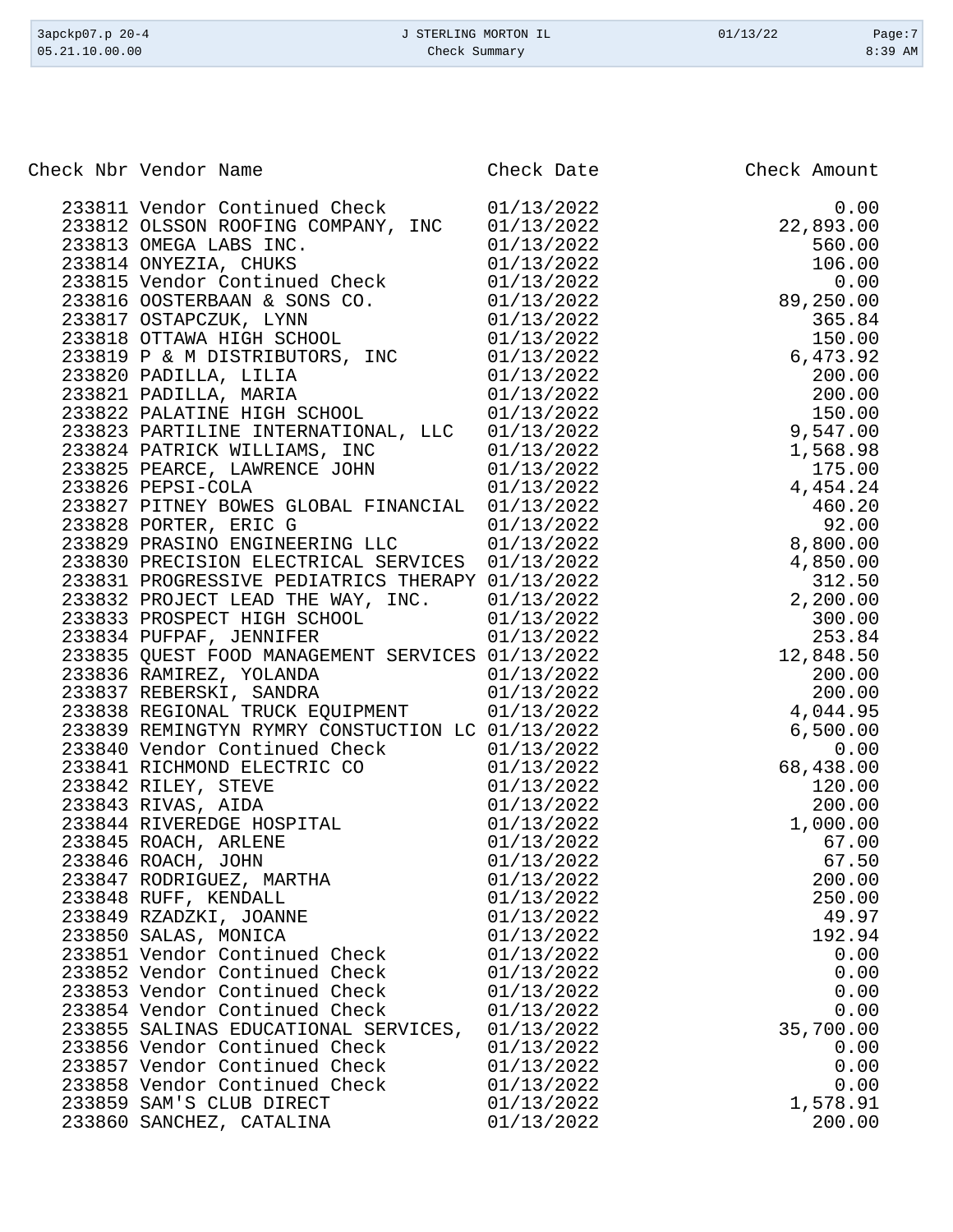| Check Nbr | Vendor Name | Check Date | Check Amount |
|---|---|---|---|
| 233811 | Vendor Continued Check | 01/13/2022 | 0.00 |
| 233812 | OLSSON ROOFING COMPANY, INC | 01/13/2022 | 22,893.00 |
| 233813 | OMEGA LABS INC. | 01/13/2022 | 560.00 |
| 233814 | ONYEZIA, CHUKS | 01/13/2022 | 106.00 |
| 233815 | Vendor Continued Check | 01/13/2022 | 0.00 |
| 233816 | OOSTERBAAN & SONS CO. | 01/13/2022 | 89,250.00 |
| 233817 | OSTAPCZUK, LYNN | 01/13/2022 | 365.84 |
| 233818 | OTTAWA HIGH SCHOOL | 01/13/2022 | 150.00 |
| 233819 | P & M DISTRIBUTORS, INC | 01/13/2022 | 6,473.92 |
| 233820 | PADILLA, LILIA | 01/13/2022 | 200.00 |
| 233821 | PADILLA, MARIA | 01/13/2022 | 200.00 |
| 233822 | PALATINE HIGH SCHOOL | 01/13/2022 | 150.00 |
| 233823 | PARTILINE INTERNATIONAL, LLC | 01/13/2022 | 9,547.00 |
| 233824 | PATRICK WILLIAMS, INC | 01/13/2022 | 1,568.98 |
| 233825 | PEARCE, LAWRENCE JOHN | 01/13/2022 | 175.00 |
| 233826 | PEPSI-COLA | 01/13/2022 | 4,454.24 |
| 233827 | PITNEY BOWES GLOBAL FINANCIAL | 01/13/2022 | 460.20 |
| 233828 | PORTER, ERIC G | 01/13/2022 | 92.00 |
| 233829 | PRASINO ENGINEERING LLC | 01/13/2022 | 8,800.00 |
| 233830 | PRECISION ELECTRICAL SERVICES | 01/13/2022 | 4,850.00 |
| 233831 | PROGRESSIVE PEDIATRICS THERAPY | 01/13/2022 | 312.50 |
| 233832 | PROJECT LEAD THE WAY, INC. | 01/13/2022 | 2,200.00 |
| 233833 | PROSPECT HIGH SCHOOL | 01/13/2022 | 300.00 |
| 233834 | PUFPAF, JENNIFER | 01/13/2022 | 253.84 |
| 233835 | QUEST FOOD MANAGEMENT SERVICES | 01/13/2022 | 12,848.50 |
| 233836 | RAMIREZ, YOLANDA | 01/13/2022 | 200.00 |
| 233837 | REBERSKI, SANDRA | 01/13/2022 | 200.00 |
| 233838 | REGIONAL TRUCK EQUIPMENT | 01/13/2022 | 4,044.95 |
| 233839 | REMINGTYN RYMRY CONSTUCTION LC | 01/13/2022 | 6,500.00 |
| 233840 | Vendor Continued Check | 01/13/2022 | 0.00 |
| 233841 | RICHMOND ELECTRIC CO | 01/13/2022 | 68,438.00 |
| 233842 | RILEY, STEVE | 01/13/2022 | 120.00 |
| 233843 | RIVAS, AIDA | 01/13/2022 | 200.00 |
| 233844 | RIVEREDGE HOSPITAL | 01/13/2022 | 1,000.00 |
| 233845 | ROACH, ARLENE | 01/13/2022 | 67.00 |
| 233846 | ROACH, JOHN | 01/13/2022 | 67.50 |
| 233847 | RODRIGUEZ, MARTHA | 01/13/2022 | 200.00 |
| 233848 | RUFF, KENDALL | 01/13/2022 | 250.00 |
| 233849 | RZADZKI, JOANNE | 01/13/2022 | 49.97 |
| 233850 | SALAS, MONICA | 01/13/2022 | 192.94 |
| 233851 | Vendor Continued Check | 01/13/2022 | 0.00 |
| 233852 | Vendor Continued Check | 01/13/2022 | 0.00 |
| 233853 | Vendor Continued Check | 01/13/2022 | 0.00 |
| 233854 | Vendor Continued Check | 01/13/2022 | 0.00 |
| 233855 | SALINAS EDUCATIONAL SERVICES, | 01/13/2022 | 35,700.00 |
| 233856 | Vendor Continued Check | 01/13/2022 | 0.00 |
| 233857 | Vendor Continued Check | 01/13/2022 | 0.00 |
| 233858 | Vendor Continued Check | 01/13/2022 | 0.00 |
| 233859 | SAM'S CLUB DIRECT | 01/13/2022 | 1,578.91 |
| 233860 | SANCHEZ, CATALINA | 01/13/2022 | 200.00 |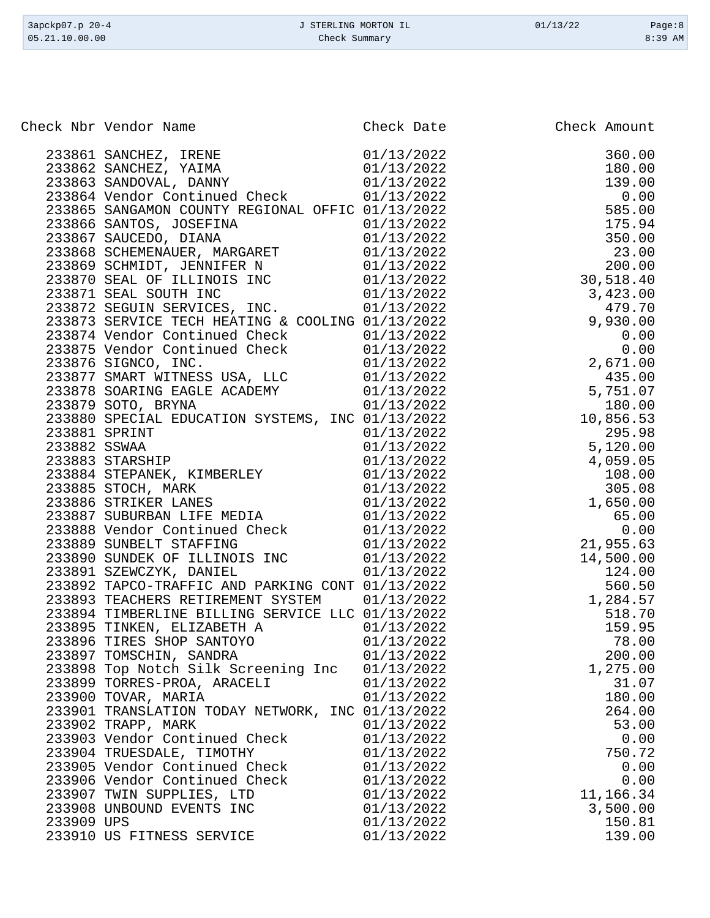| Check Nbr | Vendor Name | Check Date | Check Amount |
|---|---|---|---|
| 233861 | SANCHEZ, IRENE | 01/13/2022 | 360.00 |
| 233862 | SANCHEZ, YAIMA | 01/13/2022 | 180.00 |
| 233863 | SANDOVAL, DANNY | 01/13/2022 | 139.00 |
| 233864 | Vendor Continued Check | 01/13/2022 | 0.00 |
| 233865 | SANGAMON COUNTY REGIONAL OFFIC | 01/13/2022 | 585.00 |
| 233866 | SANTOS, JOSEFINA | 01/13/2022 | 175.94 |
| 233867 | SAUCEDO, DIANA | 01/13/2022 | 350.00 |
| 233868 | SCHEMENAUER, MARGARET | 01/13/2022 | 23.00 |
| 233869 | SCHMIDT, JENNIFER N | 01/13/2022 | 200.00 |
| 233870 | SEAL OF ILLINOIS INC | 01/13/2022 | 30,518.40 |
| 233871 | SEAL SOUTH INC | 01/13/2022 | 3,423.00 |
| 233872 | SEGUIN SERVICES, INC. | 01/13/2022 | 479.70 |
| 233873 | SERVICE TECH HEATING & COOLING | 01/13/2022 | 9,930.00 |
| 233874 | Vendor Continued Check | 01/13/2022 | 0.00 |
| 233875 | Vendor Continued Check | 01/13/2022 | 0.00 |
| 233876 | SIGNCO, INC. | 01/13/2022 | 2,671.00 |
| 233877 | SMART WITNESS USA, LLC | 01/13/2022 | 435.00 |
| 233878 | SOARING EAGLE ACADEMY | 01/13/2022 | 5,751.07 |
| 233879 | SOTO, BRYNA | 01/13/2022 | 180.00 |
| 233880 | SPECIAL EDUCATION SYSTEMS, INC | 01/13/2022 | 10,856.53 |
| 233881 | SPRINT | 01/13/2022 | 295.98 |
| 233882 | SSWAA | 01/13/2022 | 5,120.00 |
| 233883 | STARSHIP | 01/13/2022 | 4,059.05 |
| 233884 | STEPANEK, KIMBERLEY | 01/13/2022 | 108.00 |
| 233885 | STOCH, MARK | 01/13/2022 | 305.08 |
| 233886 | STRIKER LANES | 01/13/2022 | 1,650.00 |
| 233887 | SUBURBAN LIFE MEDIA | 01/13/2022 | 65.00 |
| 233888 | Vendor Continued Check | 01/13/2022 | 0.00 |
| 233889 | SUNBELT STAFFING | 01/13/2022 | 21,955.63 |
| 233890 | SUNDEK OF ILLINOIS INC | 01/13/2022 | 14,500.00 |
| 233891 | SZEWCZYK, DANIEL | 01/13/2022 | 124.00 |
| 233892 | TAPCO-TRAFFIC AND PARKING CONT | 01/13/2022 | 560.50 |
| 233893 | TEACHERS RETIREMENT SYSTEM | 01/13/2022 | 1,284.57 |
| 233894 | TIMBERLINE BILLING SERVICE LLC | 01/13/2022 | 518.70 |
| 233895 | TINKEN, ELIZABETH A | 01/13/2022 | 159.95 |
| 233896 | TIRES SHOP SANTOYO | 01/13/2022 | 78.00 |
| 233897 | TOMSCHIN, SANDRA | 01/13/2022 | 200.00 |
| 233898 | Top Notch Silk Screening Inc | 01/13/2022 | 1,275.00 |
| 233899 | TORRES-PROA, ARACELI | 01/13/2022 | 31.07 |
| 233900 | TOVAR, MARIA | 01/13/2022 | 180.00 |
| 233901 | TRANSLATION TODAY NETWORK, INC | 01/13/2022 | 264.00 |
| 233902 | TRAPP, MARK | 01/13/2022 | 53.00 |
| 233903 | Vendor Continued Check | 01/13/2022 | 0.00 |
| 233904 | TRUESDALE, TIMOTHY | 01/13/2022 | 750.72 |
| 233905 | Vendor Continued Check | 01/13/2022 | 0.00 |
| 233906 | Vendor Continued Check | 01/13/2022 | 0.00 |
| 233907 | TWIN SUPPLIES, LTD | 01/13/2022 | 11,166.34 |
| 233908 | UNBOUND EVENTS INC | 01/13/2022 | 3,500.00 |
| 233909 | UPS | 01/13/2022 | 150.81 |
| 233910 | US FITNESS SERVICE | 01/13/2022 | 139.00 |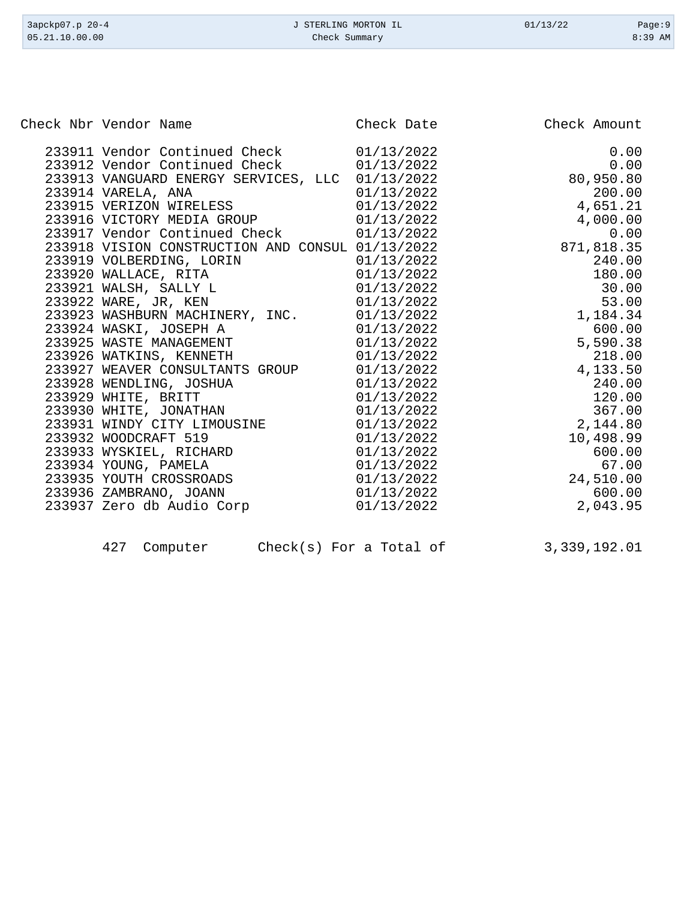| Check Nbr | Vendor Name | Check Date | Check Amount |
|---|---|---|---|
| 233911 | Vendor Continued Check | 01/13/2022 | 0.00 |
| 233912 | Vendor Continued Check | 01/13/2022 | 0.00 |
| 233913 | VANGUARD ENERGY SERVICES, LLC | 01/13/2022 | 80,950.80 |
| 233914 | VARELA, ANA | 01/13/2022 | 200.00 |
| 233915 | VERIZON WIRELESS | 01/13/2022 | 4,651.21 |
| 233916 | VICTORY MEDIA GROUP | 01/13/2022 | 4,000.00 |
| 233917 | Vendor Continued Check | 01/13/2022 | 0.00 |
| 233918 | VISION CONSTRUCTION AND CONSUL | 01/13/2022 | 871,818.35 |
| 233919 | VOLBERDING, LORIN | 01/13/2022 | 240.00 |
| 233920 | WALLACE, RITA | 01/13/2022 | 180.00 |
| 233921 | WALSH, SALLY L | 01/13/2022 | 30.00 |
| 233922 | WARE, JR, KEN | 01/13/2022 | 53.00 |
| 233923 | WASHBURN MACHINERY, INC. | 01/13/2022 | 1,184.34 |
| 233924 | WASKI, JOSEPH A | 01/13/2022 | 600.00 |
| 233925 | WASTE MANAGEMENT | 01/13/2022 | 5,590.38 |
| 233926 | WATKINS, KENNETH | 01/13/2022 | 218.00 |
| 233927 | WEAVER CONSULTANTS GROUP | 01/13/2022 | 4,133.50 |
| 233928 | WENDLING, JOSHUA | 01/13/2022 | 240.00 |
| 233929 | WHITE, BRITT | 01/13/2022 | 120.00 |
| 233930 | WHITE, JONATHAN | 01/13/2022 | 367.00 |
| 233931 | WINDY CITY LIMOUSINE | 01/13/2022 | 2,144.80 |
| 233932 | WOODCRAFT 519 | 01/13/2022 | 10,498.99 |
| 233933 | WYSKIEL, RICHARD | 01/13/2022 | 600.00 |
| 233934 | YOUNG, PAMELA | 01/13/2022 | 67.00 |
| 233935 | YOUTH CROSSROADS | 01/13/2022 | 24,510.00 |
| 233936 | ZAMBRANO, JOANN | 01/13/2022 | 600.00 |
| 233937 | Zero db Audio Corp | 01/13/2022 | 2,043.95 |

427 Computer Check(s) For a Total of 3,339,192.01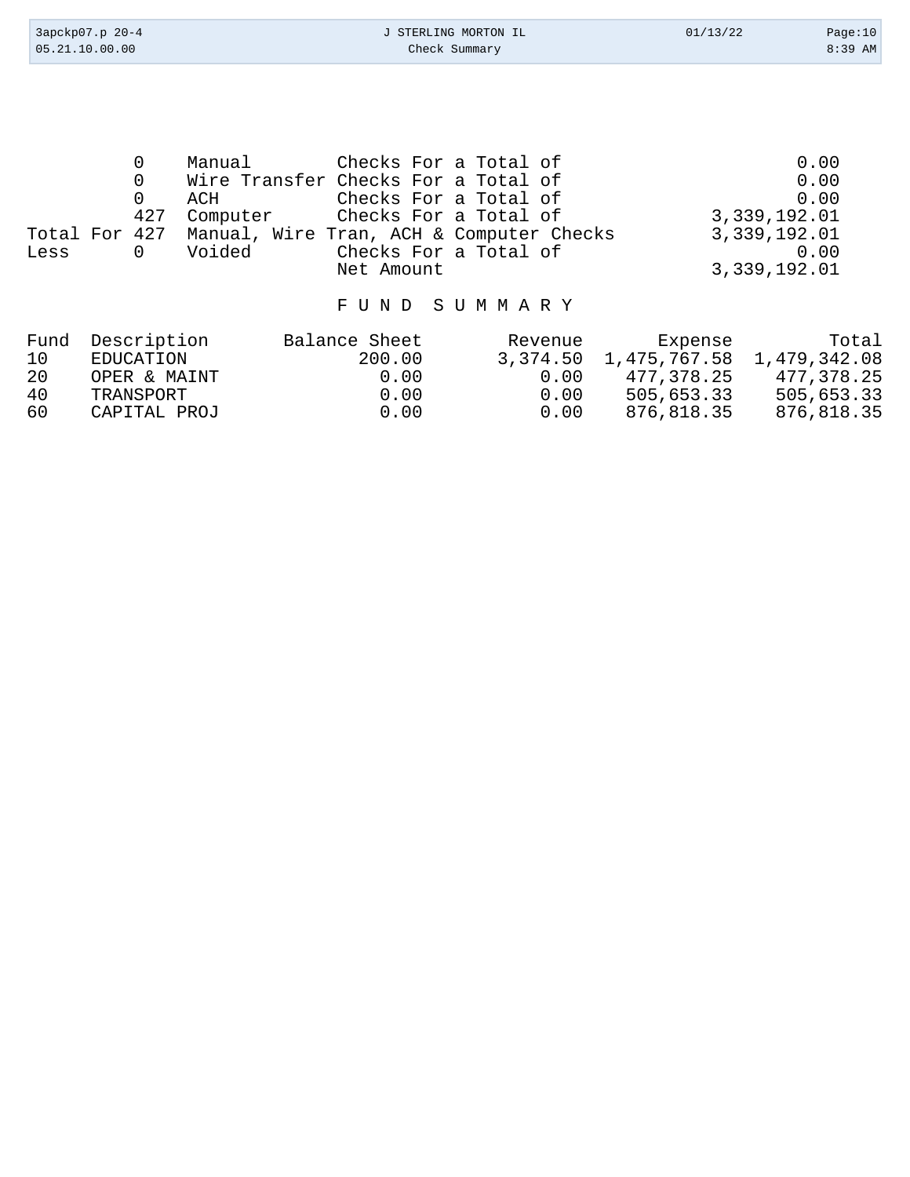| | | | |
|---|---|---|---|
| 0 | Manual | Checks For a Total of | 0.00 |
| 0 | Wire Transfer | Checks For a Total of | 0.00 |
| 0 | ACH | Checks For a Total of | 0.00 |
| 427 | Computer | Checks For a Total of | 3,339,192.01 |
| Total For 427 | Manual, Wire Tran, ACH & Computer Checks | | 3,339,192.01 |
| Less 0 | Voided | Checks For a Total of | 0.00 |
| | | Net Amount | 3,339,192.01 |

## F U N D  S U M M A R Y

| Fund | Description | Balance Sheet | Revenue | Expense | Total |
|---|---|---|---|---|---|
| 10 | EDUCATION | 200.00 | 3,374.50 | 1,475,767.58 | 1,479,342.08 |
| 20 | OPER & MAINT | 0.00 | 0.00 | 477,378.25 | 477,378.25 |
| 40 | TRANSPORT | 0.00 | 0.00 | 505,653.33 | 505,653.33 |
| 60 | CAPITAL PROJ | 0.00 | 0.00 | 876,818.35 | 876,818.35 |